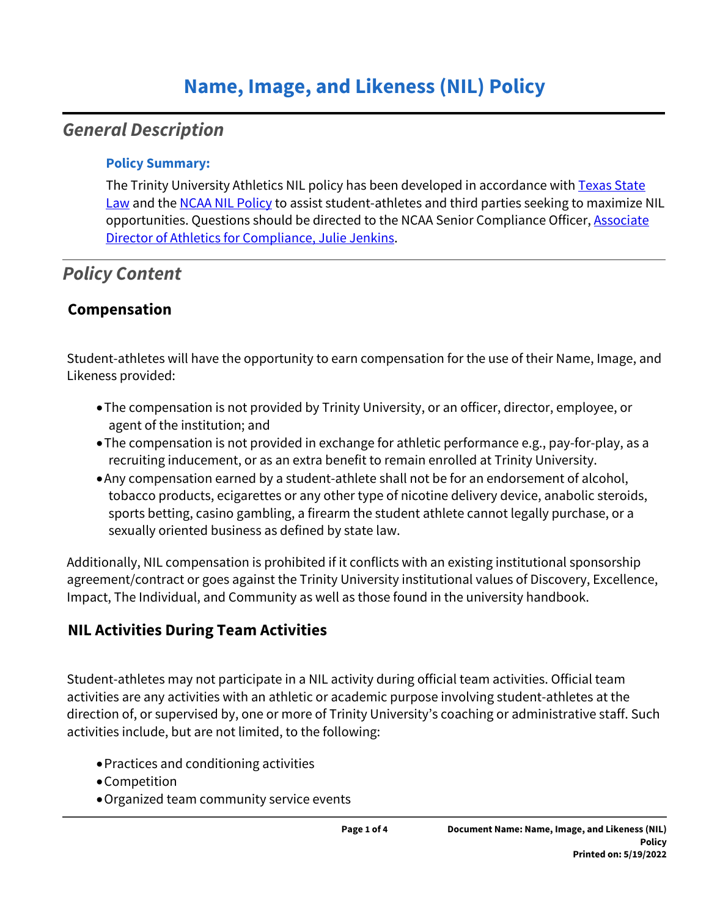# Name, Image, and Likeness (NIL) Policy

## *General Description*

### Policy Summary:

The Trinity University Athletics NIL policy has been developed in accordance with Texas State Law and the NCAA NIL Policy to assist student-athletes and third parties seeking to maximize NIL opportunities. Questions should be directed to the NCAA Senior Compliance Officer, Associate Director of Athletics for Compliance, Julie Jenkins.

## *Policy Content*

### Compensation

Student-athletes will have the opportunity to earn compensation for the use of their Name, Image, and Likeness provided:

- The compensation is not provided by Trinity University, or an officer, director, employee, or agent of the institution; and
- The compensation is not provided in exchange for athletic performance e.g., pay-for-play, as a recruiting inducement, or as an extra benefit to remain enrolled at Trinity University.
- Any compensation earned by a student-athlete shall not be for an endorsement of alcohol, tobacco products, ecigarettes or any other type of nicotine delivery device, anabolic steroids, sports betting, casino gambling, a firearm the student athlete cannot legally purchase, or a sexually oriented business as defined by state law.

Additionally, NIL compensation is prohibited if it conflicts with an existing institutional sponsorship agreement/contract or goes against the Trinity University institutional values of Discovery, Excellence, Impact, The Individual, and Community as well as those found in the university handbook.

### NIL Activities During Team Activities

Student-athletes may not participate in a NIL activity during official team activities. Official team activities are any activities with an athletic or academic purpose involving student-athletes at the direction of, or supervised by, one or more of Trinity University's coaching or administrative staff. Such activities include, but are not limited, to the following:

- Practices and conditioning activities
- Competition
- Organized team community service events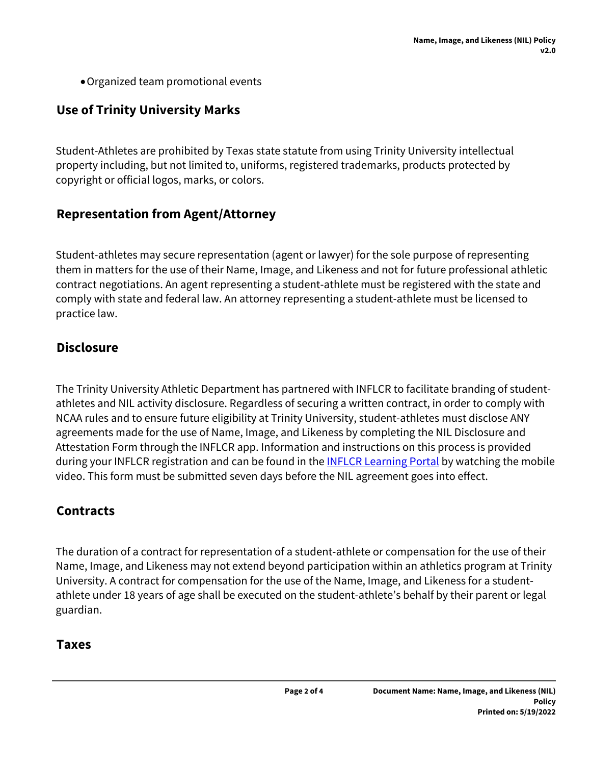- Organized team promotional events

## Use of Trinity University Marks

Student-Athletes are prohibited by Texas state statute from using Trinity University intellectual property including, but not limited to, uniforms, registered trademarks, products protected by copyright or official logos, marks, or colors.

## Representation from Agent/Attorney

Student-athletes may secure representation (agent or lawyer) for the sole purpose of representing them in matters for the use of their Name, Image, and Likeness and not for future professional athletic contract negotiations. An agent representing a student-athlete must be registered with the state and comply with state and federal law. An attorney representing a student-athlete must be licensed to practice law.

## Disclosure

The Trinity University Athletic Department has partnered with INFLCR to facilitate branding of student-athletes and NIL activity disclosure. Regardless of securing a written contract, in order to comply with NCAA rules and to ensure future eligibility at Trinity University, student-athletes must disclose ANY agreements made for the use of Name, Image, and Likeness by completing the NIL Disclosure and Attestation Form through the INFLCR app. Information and instructions on this process is provided during your INFLCR registration and can be found in the INFLCR Learning Portal by watching the mobile video. This form must be submitted seven days before the NIL agreement goes into effect.

## Contracts

The duration of a contract for representation of a student-athlete or compensation for the use of their Name, Image, and Likeness may not extend beyond participation within an athletics program at Trinity University. A contract for compensation for the use of the Name, Image, and Likeness for a student-athlete under 18 years of age shall be executed on the student-athlete's behalf by their parent or legal guardian.

## Taxes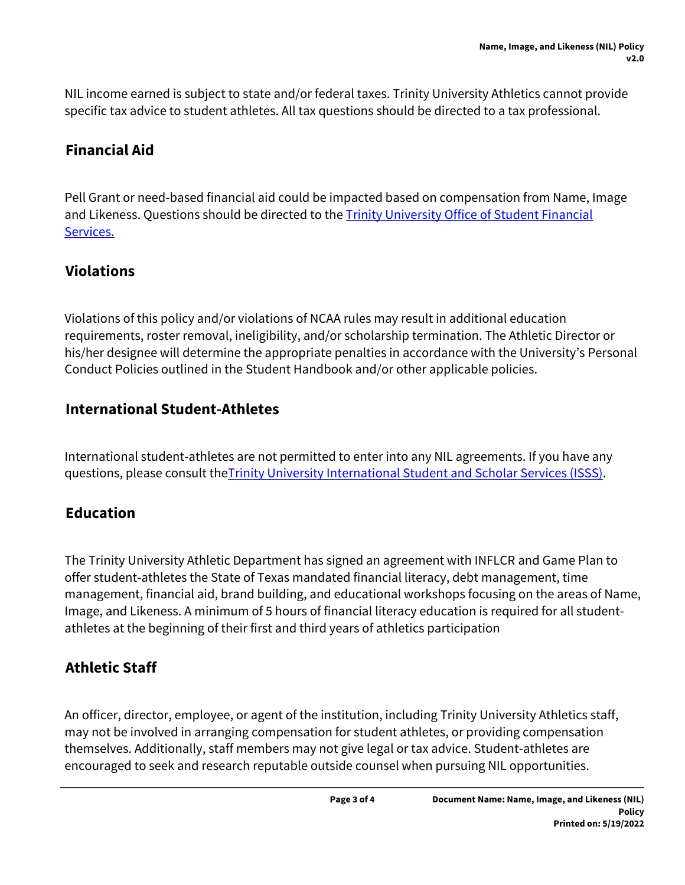NIL income earned is subject to state and/or federal taxes. Trinity University Athletics cannot provide specific tax advice to student athletes. All tax questions should be directed to a tax professional.

## Financial Aid

Pell Grant or need-based financial aid could be impacted based on compensation from Name, Image and Likeness. Questions should be directed to the Trinity University Office of Student Financial Services.

## Violations

Violations of this policy and/or violations of NCAA rules may result in additional education requirements, roster removal, ineligibility, and/or scholarship termination. The Athletic Director or his/her designee will determine the appropriate penalties in accordance with the University's Personal Conduct Policies outlined in the Student Handbook and/or other applicable policies.

## International Student-Athletes

International student-athletes are not permitted to enter into any NIL agreements. If you have any questions, please consult theTrinity University International Student and Scholar Services (ISSS).

## Education

The Trinity University Athletic Department has signed an agreement with INFLCR and Game Plan to offer student-athletes the State of Texas mandated financial literacy, debt management, time management, financial aid, brand building, and educational workshops focusing on the areas of Name, Image, and Likeness. A minimum of 5 hours of financial literacy education is required for all student-athletes at the beginning of their first and third years of athletics participation

## Athletic Staff

An officer, director, employee, or agent of the institution, including Trinity University Athletics staff, may not be involved in arranging compensation for student athletes, or providing compensation themselves. Additionally, staff members may not give legal or tax advice. Student-athletes are encouraged to seek and research reputable outside counsel when pursuing NIL opportunities.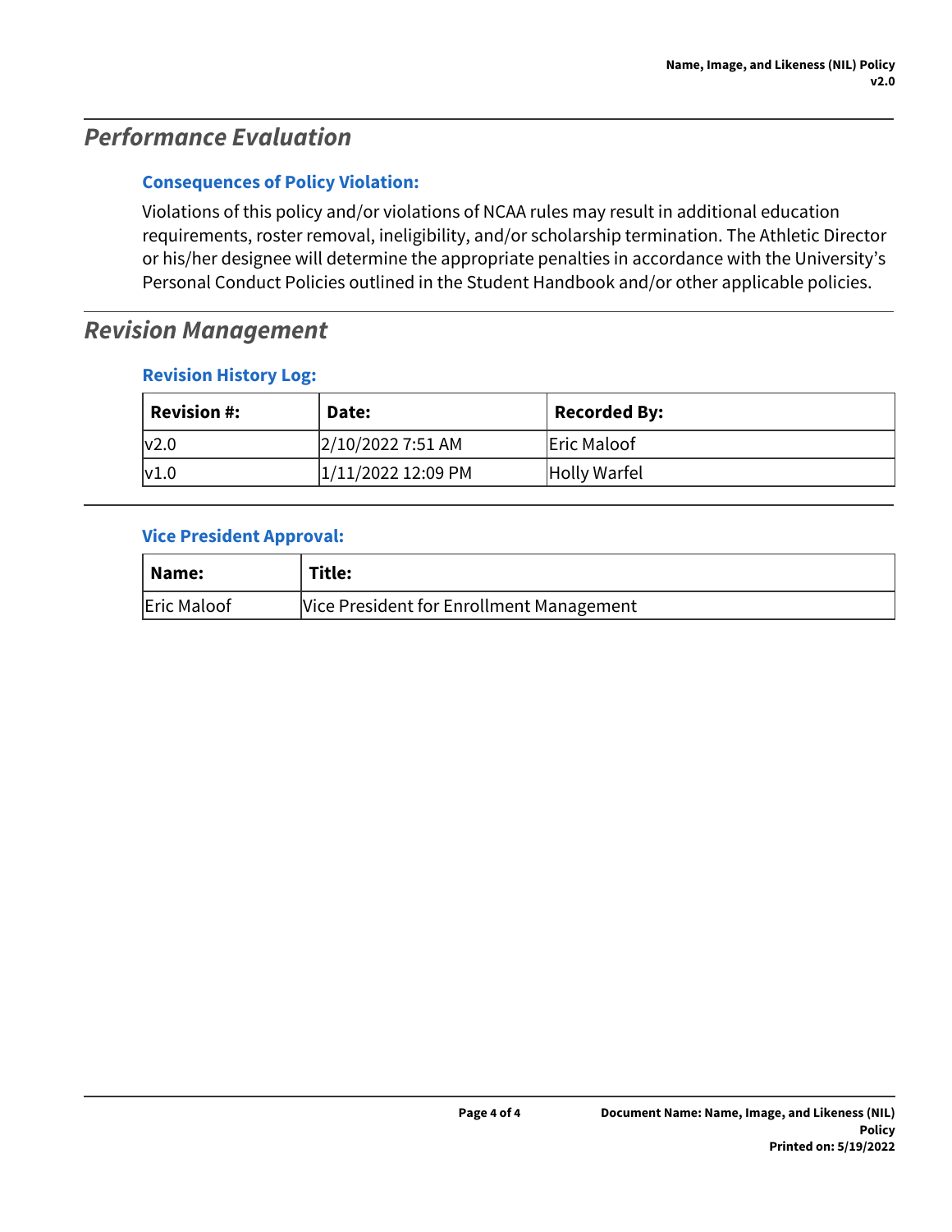## *Performance Evaluation*

### Consequences of Policy Violation:

Violations of this policy and/or violations of NCAA rules may result in additional education requirements, roster removal, ineligibility, and/or scholarship termination. The Athletic Director or his/her designee will determine the appropriate penalties in accordance with the University's Personal Conduct Policies outlined in the Student Handbook and/or other applicable policies.

## *Revision Management*

### Revision History Log:

| Revision #: | Date: | Recorded By: |
| --- | --- | --- |
| v2.0 | 2/10/2022 7:51 AM | Eric Maloof |
| v1.0 | 1/11/2022 12:09 PM | Holly Warfel |

### Vice President Approval:

| Name: | Title: |
| --- | --- |
| Eric Maloof | Vice President for Enrollment Management |